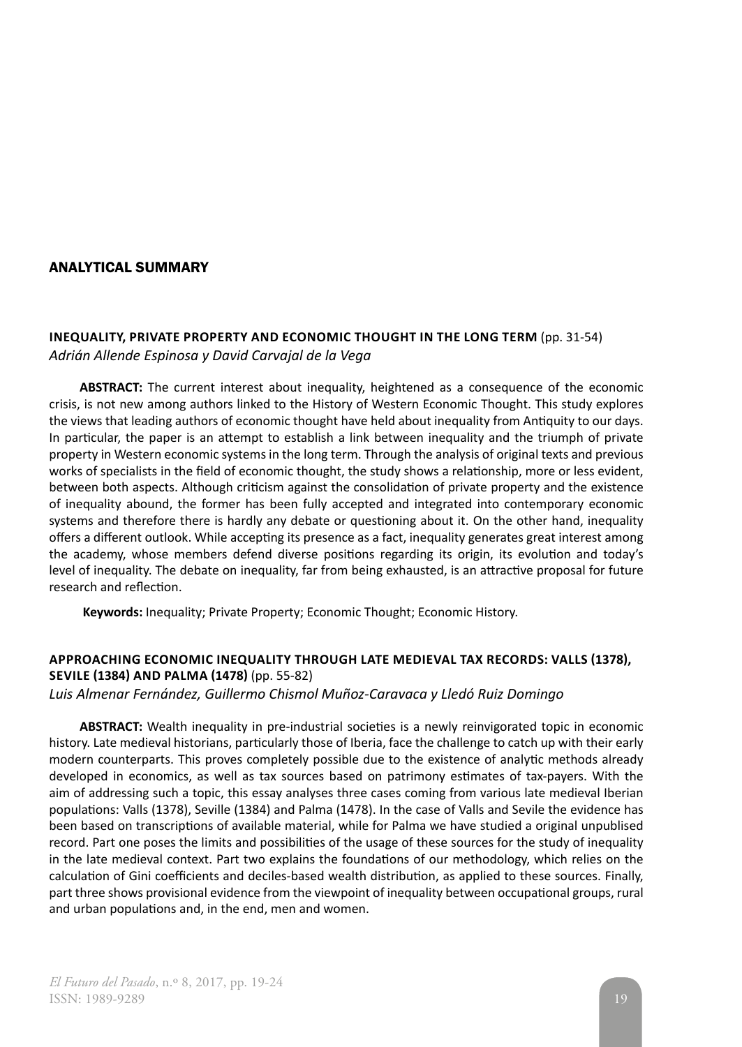## ANALYTICAL SUMMARY

**INEQUALITY, PRIVATE PROPERTY AND ECONOMIC THOUGHT IN THE LONG TERM** (pp. 31-54)
*Adrián Allende Espinosa y David Carvajal de la Vega*

**ABSTRACT:** The current interest about inequality, heightened as a consequence of the economic crisis, is not new among authors linked to the History of Western Economic Thought. This study explores the views that leading authors of economic thought have held about inequality from Antiquity to our days. In particular, the paper is an attempt to establish a link between inequality and the triumph of private property in Western economic systems in the long term. Through the analysis of original texts and previous works of specialists in the field of economic thought, the study shows a relationship, more or less evident, between both aspects. Although criticism against the consolidation of private property and the existence of inequality abound, the former has been fully accepted and integrated into contemporary economic systems and therefore there is hardly any debate or questioning about it. On the other hand, inequality offers a different outlook. While accepting its presence as a fact, inequality generates great interest among the academy, whose members defend diverse positions regarding its origin, its evolution and today's level of inequality. The debate on inequality, far from being exhausted, is an attractive proposal for future research and reflection.

**Keywords:** Inequality; Private Property; Economic Thought; Economic History.

**APPROACHING ECONOMIC INEQUALITY THROUGH LATE MEDIEVAL TAX RECORDS: VALLS (1378), SEVILE (1384) AND PALMA (1478)** (pp. 55-82)
*Luis Almenar Fernández, Guillermo Chismol Muñoz-Caravaca y Lledó Ruiz Domingo*

**ABSTRACT:** Wealth inequality in pre-industrial societies is a newly reinvigorated topic in economic history. Late medieval historians, particularly those of Iberia, face the challenge to catch up with their early modern counterparts. This proves completely possible due to the existence of analytic methods already developed in economics, as well as tax sources based on patrimony estimates of tax-payers. With the aim of addressing such a topic, this essay analyses three cases coming from various late medieval Iberian populations: Valls (1378), Seville (1384) and Palma (1478). In the case of Valls and Sevile the evidence has been based on transcriptions of available material, while for Palma we have studied a original unpublised record. Part one poses the limits and possibilities of the usage of these sources for the study of inequality in the late medieval context. Part two explains the foundations of our methodology, which relies on the calculation of Gini coefficients and deciles-based wealth distribution, as applied to these sources. Finally, part three shows provisional evidence from the viewpoint of inequality between occupational groups, rural and urban populations and, in the end, men and women.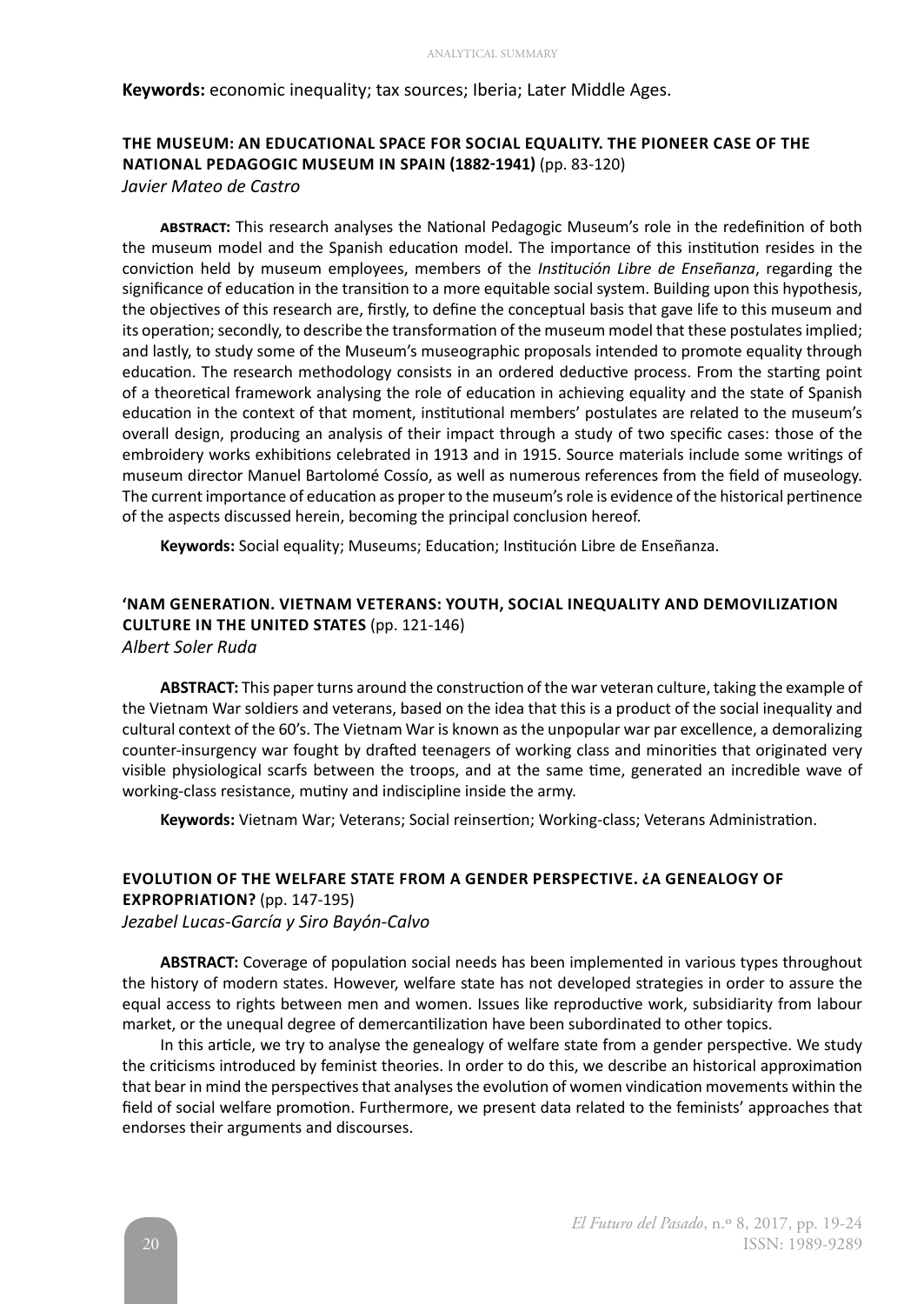**Keywords:** economic inequality; tax sources; Iberia; Later Middle Ages.

## THE MUSEUM: AN EDUCATIONAL SPACE FOR SOCIAL EQUALITY. THE PIONEER CASE OF THE NATIONAL PEDAGOGIC MUSEUM IN SPAIN (1882-1941) (pp. 83-120)

*Javier Mateo de Castro*

**ABSTRACT:** This research analyses the National Pedagogic Museum's role in the redefinition of both the museum model and the Spanish education model. The importance of this institution resides in the conviction held by museum employees, members of the *Institución Libre de Enseñanza*, regarding the significance of education in the transition to a more equitable social system. Building upon this hypothesis, the objectives of this research are, firstly, to define the conceptual basis that gave life to this museum and its operation; secondly, to describe the transformation of the museum model that these postulates implied; and lastly, to study some of the Museum's museographic proposals intended to promote equality through education. The research methodology consists in an ordered deductive process. From the starting point of a theoretical framework analysing the role of education in achieving equality and the state of Spanish education in the context of that moment, institutional members' postulates are related to the museum's overall design, producing an analysis of their impact through a study of two specific cases: those of the embroidery works exhibitions celebrated in 1913 and in 1915. Source materials include some writings of museum director Manuel Bartolomé Cossío, as well as numerous references from the field of museology. The current importance of education as proper to the museum's role is evidence of the historical pertinence of the aspects discussed herein, becoming the principal conclusion hereof.

**Keywords:** Social equality; Museums; Education; Institución Libre de Enseñanza.

## 'NAM GENERATION. VIETNAM VETERANS: YOUTH, SOCIAL INEQUALITY AND DEMOVILIZATION CULTURE IN THE UNITED STATES (pp. 121-146)

*Albert Soler Ruda*

**ABSTRACT:** This paper turns around the construction of the war veteran culture, taking the example of the Vietnam War soldiers and veterans, based on the idea that this is a product of the social inequality and cultural context of the 60's. The Vietnam War is known as the unpopular war par excellence, a demoralizing counter-insurgency war fought by drafted teenagers of working class and minorities that originated very visible physiological scarfs between the troops, and at the same time, generated an incredible wave of working-class resistance, mutiny and indiscipline inside the army.

**Keywords:** Vietnam War; Veterans; Social reinsertion; Working-class; Veterans Administration.

## EVOLUTION OF THE WELFARE STATE FROM A GENDER PERSPECTIVE. ¿A GENEALOGY OF EXPROPRIATION? (pp. 147-195)

*Jezabel Lucas-García y Siro Bayón-Calvo*

**ABSTRACT:** Coverage of population social needs has been implemented in various types throughout the history of modern states. However, welfare state has not developed strategies in order to assure the equal access to rights between men and women. Issues like reproductive work, subsidiarity from labour market, or the unequal degree of demercantilization have been subordinated to other topics.

In this article, we try to analyse the genealogy of welfare state from a gender perspective. We study the criticisms introduced by feminist theories. In order to do this, we describe an historical approximation that bear in mind the perspectives that analyses the evolution of women vindication movements within the field of social welfare promotion. Furthermore, we present data related to the feminists' approaches that endorses their arguments and discourses.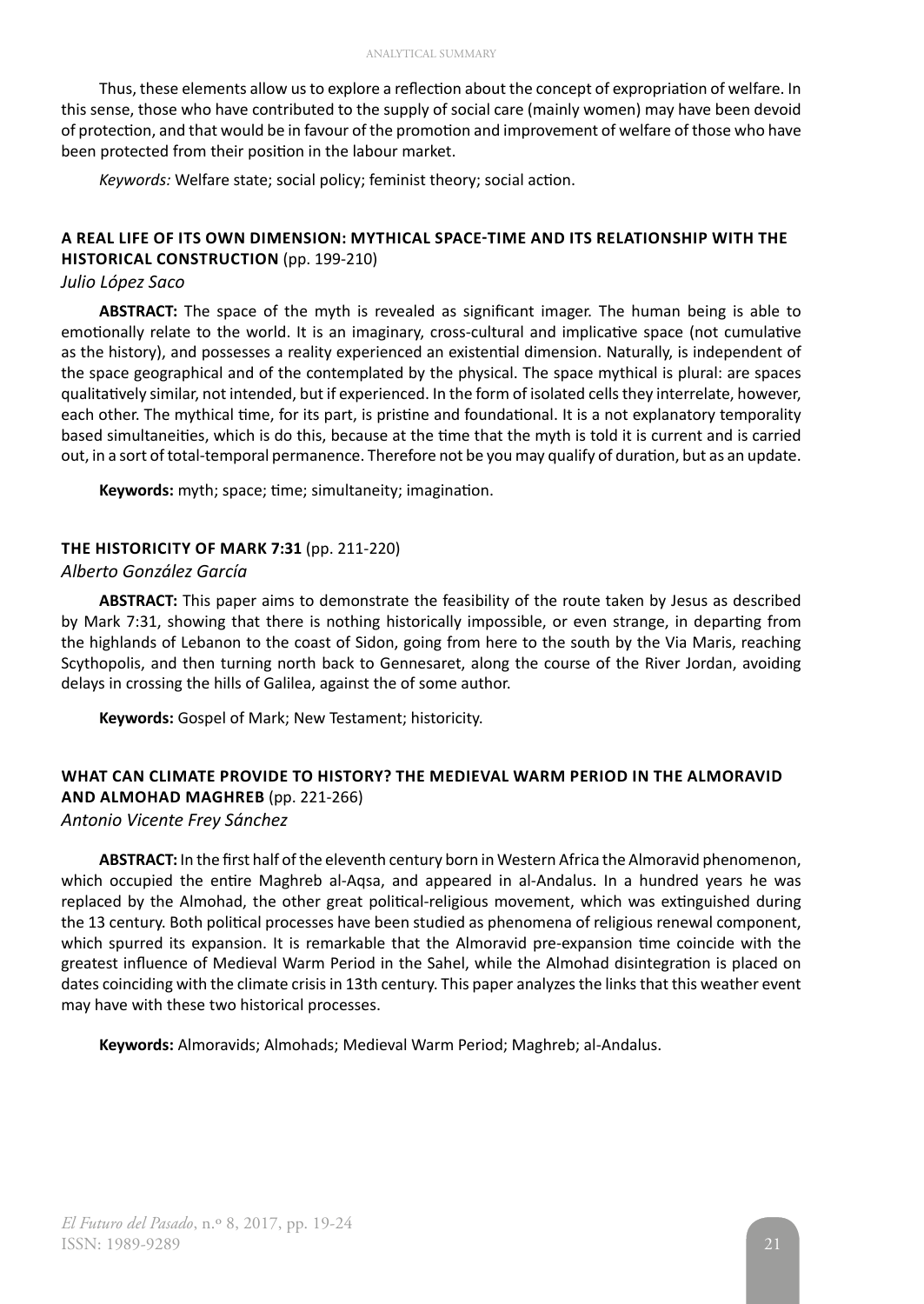Thus, these elements allow us to explore a reflection about the concept of expropriation of welfare. In this sense, those who have contributed to the supply of social care (mainly women) may have been devoid of protection, and that would be in favour of the promotion and improvement of welfare of those who have been protected from their position in the labour market.

*Keywords:* Welfare state; social policy; feminist theory; social action.

### **A REAL LIFE OF ITS OWN DIMENSION: MYTHICAL SPACE-TIME AND ITS RELATIONSHIP WITH THE HISTORICAL CONSTRUCTION** (pp. 199-210)

*Julio López Saco*

**ABSTRACT:** The space of the myth is revealed as significant imager. The human being is able to emotionally relate to the world. It is an imaginary, cross-cultural and implicative space (not cumulative as the history), and possesses a reality experienced an existential dimension. Naturally, is independent of the space geographical and of the contemplated by the physical. The space mythical is plural: are spaces qualitatively similar, not intended, but if experienced. In the form of isolated cells they interrelate, however, each other. The mythical time, for its part, is pristine and foundational. It is a not explanatory temporality based simultaneities, which is do this, because at the time that the myth is told it is current and is carried out, in a sort of total-temporal permanence. Therefore not be you may qualify of duration, but as an update.

**Keywords:** myth; space; time; simultaneity; imagination.

### **THE HISTORICITY OF MARK 7:31** (pp. 211-220)

*Alberto González García*

**ABSTRACT:** This paper aims to demonstrate the feasibility of the route taken by Jesus as described by Mark 7:31, showing that there is nothing historically impossible, or even strange, in departing from the highlands of Lebanon to the coast of Sidon, going from here to the south by the Via Maris, reaching Scythopolis, and then turning north back to Gennesaret, along the course of the River Jordan, avoiding delays in crossing the hills of Galilea, against the of some author.

**Keywords:** Gospel of Mark; New Testament; historicity.

### **WHAT CAN CLIMATE PROVIDE TO HISTORY? THE MEDIEVAL WARM PERIOD IN THE ALMORAVID AND ALMOHAD MAGHREB** (pp. 221-266)

*Antonio Vicente Frey Sánchez*

**ABSTRACT:** In the first half of the eleventh century born in Western Africa the Almoravid phenomenon, which occupied the entire Maghreb al-Aqsa, and appeared in al-Andalus. In a hundred years he was replaced by the Almohad, the other great political-religious movement, which was extinguished during the 13 century. Both political processes have been studied as phenomena of religious renewal component, which spurred its expansion. It is remarkable that the Almoravid pre-expansion time coincide with the greatest influence of Medieval Warm Period in the Sahel, while the Almohad disintegration is placed on dates coinciding with the climate crisis in 13th century. This paper analyzes the links that this weather event may have with these two historical processes.

**Keywords:** Almoravids; Almohads; Medieval Warm Period; Maghreb; al-Andalus.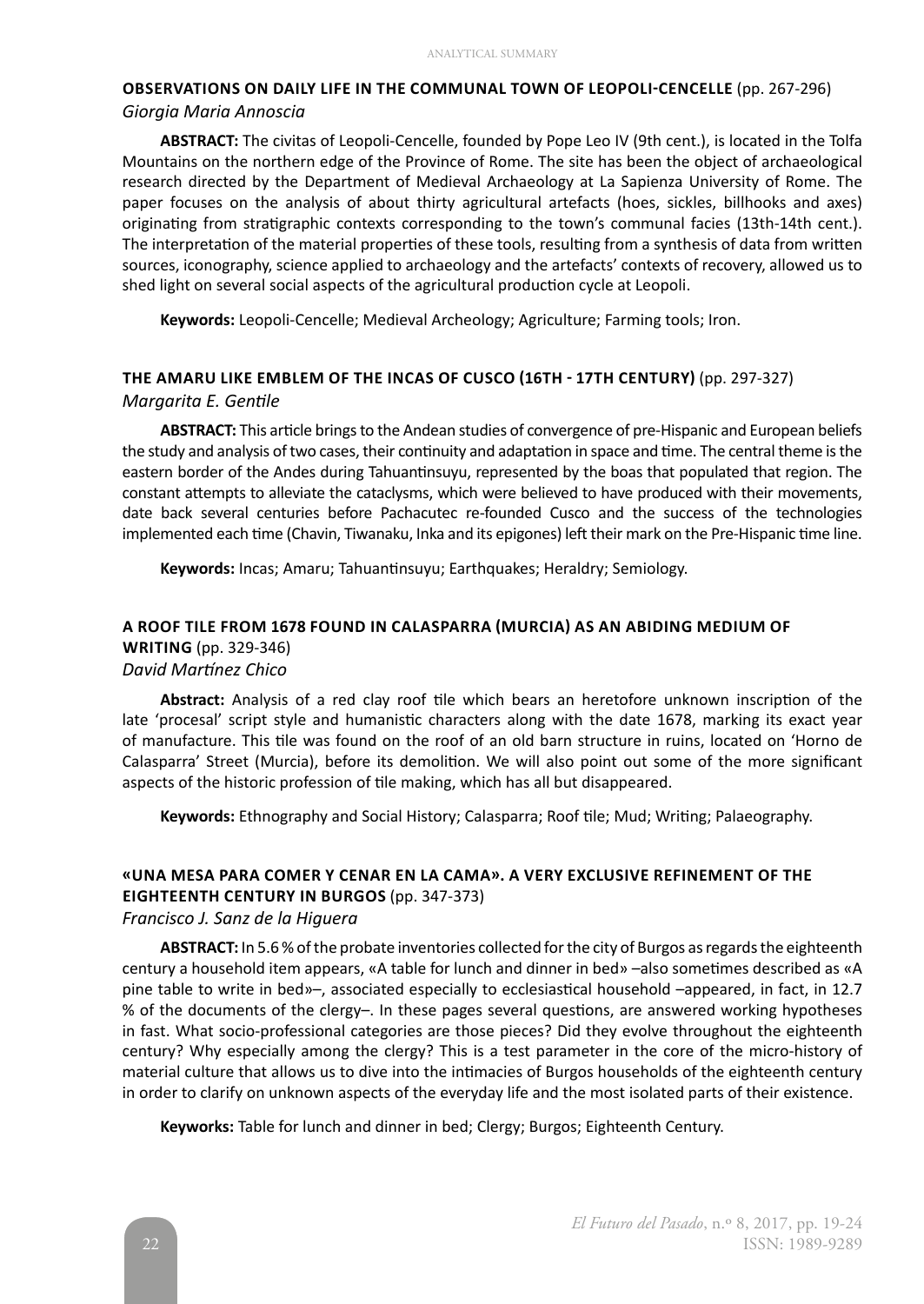### **OBSERVATIONS ON DAILY LIFE IN THE COMMUNAL TOWN OF LEOPOLI-CENCELLE** (pp. 267-296)
*Giorgia Maria Annoscia*

**ABSTRACT:** The civitas of Leopoli-Cencelle, founded by Pope Leo IV (9th cent.), is located in the Tolfa Mountains on the northern edge of the Province of Rome. The site has been the object of archaeological research directed by the Department of Medieval Archaeology at La Sapienza University of Rome. The paper focuses on the analysis of about thirty agricultural artefacts (hoes, sickles, billhooks and axes) originating from stratigraphic contexts corresponding to the town's communal facies (13th-14th cent.). The interpretation of the material properties of these tools, resulting from a synthesis of data from written sources, iconography, science applied to archaeology and the artefacts' contexts of recovery, allowed us to shed light on several social aspects of the agricultural production cycle at Leopoli.

**Keywords:** Leopoli-Cencelle; Medieval Archeology; Agriculture; Farming tools; Iron.

### **THE AMARU LIKE EMBLEM OF THE INCAS OF CUSCO (16TH - 17TH CENTURY)** (pp. 297-327)
*Margarita E. Gentile*

**ABSTRACT:** This article brings to the Andean studies of convergence of pre-Hispanic and European beliefs the study and analysis of two cases, their continuity and adaptation in space and time. The central theme is the eastern border of the Andes during Tahuantinsuyu, represented by the boas that populated that region. The constant attempts to alleviate the cataclysms, which were believed to have produced with their movements, date back several centuries before Pachacutec re-founded Cusco and the success of the technologies implemented each time (Chavin, Tiwanaku, Inka and its epigones) left their mark on the Pre-Hispanic time line.

**Keywords:** Incas; Amaru; Tahuantinsuyu; Earthquakes; Heraldry; Semiology.

### **A ROOF TILE FROM 1678 FOUND IN CALASPARRA (MURCIA) AS AN ABIDING MEDIUM OF WRITING** (pp. 329-346)
*David Martínez Chico*

**Abstract:** Analysis of a red clay roof tile which bears an heretofore unknown inscription of the late 'procesal' script style and humanistic characters along with the date 1678, marking its exact year of manufacture. This tile was found on the roof of an old barn structure in ruins, located on 'Horno de Calasparra' Street (Murcia), before its demolition. We will also point out some of the more significant aspects of the historic profession of tile making, which has all but disappeared.

**Keywords:** Ethnography and Social History; Calasparra; Roof tile; Mud; Writing; Palaeography.

### **«UNA MESA PARA COMER Y CENAR EN LA CAMA». A VERY EXCLUSIVE REFINEMENT OF THE EIGHTEENTH CENTURY IN BURGOS** (pp. 347-373)
*Francisco J. Sanz de la Higuera*

**ABSTRACT:** In 5.6 % of the probate inventories collected for the city of Burgos as regards the eighteenth century a household item appears, «A table for lunch and dinner in bed» –also sometimes described as «A pine table to write in bed»–, associated especially to ecclesiastical household –appeared, in fact, in 12.7 % of the documents of the clergy–. In these pages several questions, are answered working hypotheses in fast. What socio-professional categories are those pieces? Did they evolve throughout the eighteenth century? Why especially among the clergy? This is a test parameter in the core of the micro-history of material culture that allows us to dive into the intimacies of Burgos households of the eighteenth century in order to clarify on unknown aspects of the everyday life and the most isolated parts of their existence.

**Keyworks:** Table for lunch and dinner in bed; Clergy; Burgos; Eighteenth Century.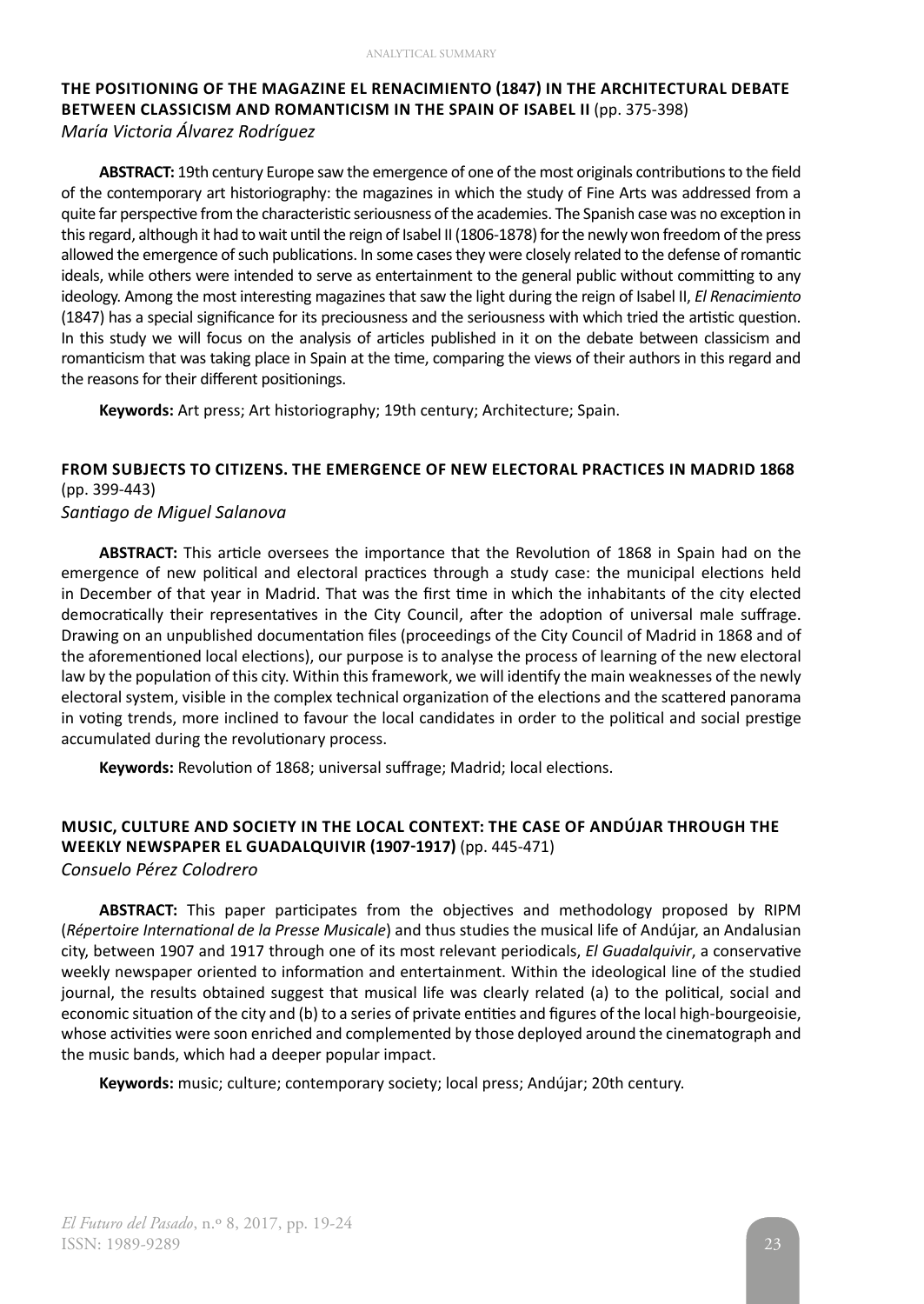## THE POSITIONING OF THE MAGAZINE EL RENACIMIENTO (1847) IN THE ARCHITECTURAL DEBATE BETWEEN CLASSICISM AND ROMANTICISM IN THE SPAIN OF ISABEL II (pp. 375-398)

*María Victoria Álvarez Rodríguez*

**ABSTRACT:** 19th century Europe saw the emergence of one of the most originals contributions to the field of the contemporary art historiography: the magazines in which the study of Fine Arts was addressed from a quite far perspective from the characteristic seriousness of the academies. The Spanish case was no exception in this regard, although it had to wait until the reign of Isabel II (1806-1878) for the newly won freedom of the press allowed the emergence of such publications. In some cases they were closely related to the defense of romantic ideals, while others were intended to serve as entertainment to the general public without committing to any ideology. Among the most interesting magazines that saw the light during the reign of Isabel II, *El Renacimiento* (1847) has a special significance for its preciousness and the seriousness with which tried the artistic question. In this study we will focus on the analysis of articles published in it on the debate between classicism and romanticism that was taking place in Spain at the time, comparing the views of their authors in this regard and the reasons for their different positionings.

**Keywords:** Art press; Art historiography; 19th century; Architecture; Spain.

## FROM SUBJECTS TO CITIZENS. THE EMERGENCE OF NEW ELECTORAL PRACTICES IN MADRID 1868 (pp. 399-443)

*Santiago de Miguel Salanova*

**ABSTRACT:** This article oversees the importance that the Revolution of 1868 in Spain had on the emergence of new political and electoral practices through a study case: the municipal elections held in December of that year in Madrid. That was the first time in which the inhabitants of the city elected democratically their representatives in the City Council, after the adoption of universal male suffrage. Drawing on an unpublished documentation files (proceedings of the City Council of Madrid in 1868 and of the aforementioned local elections), our purpose is to analyse the process of learning of the new electoral law by the population of this city. Within this framework, we will identify the main weaknesses of the newly electoral system, visible in the complex technical organization of the elections and the scattered panorama in voting trends, more inclined to favour the local candidates in order to the political and social prestige accumulated during the revolutionary process.

**Keywords:** Revolution of 1868; universal suffrage; Madrid; local elections.

## MUSIC, CULTURE AND SOCIETY IN THE LOCAL CONTEXT: THE CASE OF ANDÚJAR THROUGH THE WEEKLY NEWSPAPER EL GUADALQUIVIR (1907-1917) (pp. 445-471)

*Consuelo Pérez Colodrero*

**ABSTRACT:** This paper participates from the objectives and methodology proposed by RIPM (*Répertoire International de la Presse Musicale*) and thus studies the musical life of Andújar, an Andalusian city, between 1907 and 1917 through one of its most relevant periodicals, *El Guadalquivir*, a conservative weekly newspaper oriented to information and entertainment. Within the ideological line of the studied journal, the results obtained suggest that musical life was clearly related (a) to the political, social and economic situation of the city and (b) to a series of private entities and figures of the local high-bourgeoisie, whose activities were soon enriched and complemented by those deployed around the cinematograph and the music bands, which had a deeper popular impact.

**Keywords:** music; culture; contemporary society; local press; Andújar; 20th century.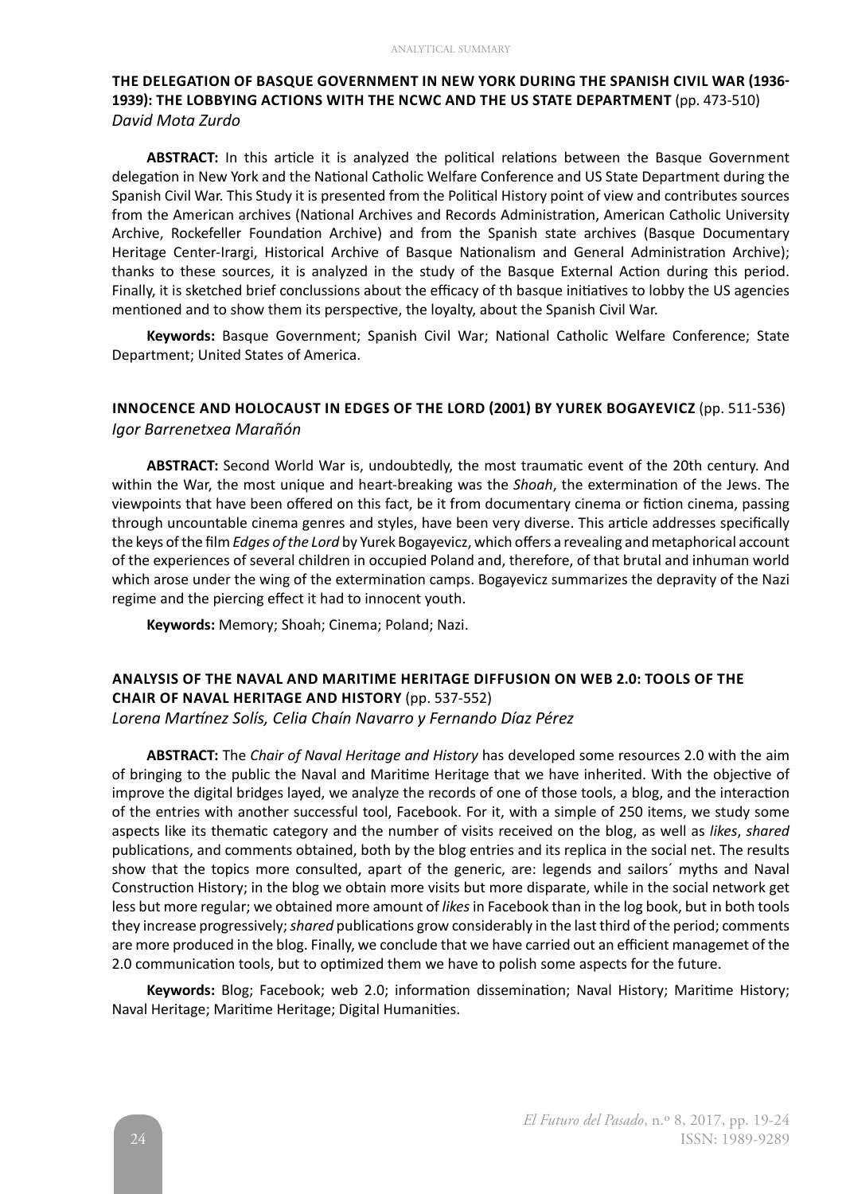### THE DELEGATION OF BASQUE GOVERNMENT IN NEW YORK DURING THE SPANISH CIVIL WAR (1936-1939): THE LOBBYING ACTIONS WITH THE NCWC AND THE US STATE DEPARTMENT (pp. 473-510)
*David Mota Zurdo*

**ABSTRACT:** In this article it is analyzed the political relations between the Basque Government delegation in New York and the National Catholic Welfare Conference and US State Department during the Spanish Civil War. This Study it is presented from the Political History point of view and contributes sources from the American archives (National Archives and Records Administration, American Catholic University Archive, Rockefeller Foundation Archive) and from the Spanish state archives (Basque Documentary Heritage Center-Irargi, Historical Archive of Basque Nationalism and General Administration Archive); thanks to these sources, it is analyzed in the study of the Basque External Action during this period. Finally, it is sketched brief conclussions about the efficacy of th basque initiatives to lobby the US agencies mentioned and to show them its perspective, the loyalty, about the Spanish Civil War.

**Keywords:** Basque Government; Spanish Civil War; National Catholic Welfare Conference; State Department; United States of America.

### INNOCENCE AND HOLOCAUST IN EDGES OF THE LORD (2001) BY YUREK BOGAYEVICZ (pp. 511-536)
*Igor Barrenetxea Marañón*

**ABSTRACT:** Second World War is, undoubtedly, the most traumatic event of the 20th century. And within the War, the most unique and heart-breaking was the *Shoah*, the extermination of the Jews. The viewpoints that have been offered on this fact, be it from documentary cinema or fiction cinema, passing through uncountable cinema genres and styles, have been very diverse. This article addresses specifically the keys of the film *Edges of the Lord* by Yurek Bogayevicz, which offers a revealing and metaphorical account of the experiences of several children in occupied Poland and, therefore, of that brutal and inhuman world which arose under the wing of the extermination camps. Bogayevicz summarizes the depravity of the Nazi regime and the piercing effect it had to innocent youth.

**Keywords:** Memory; Shoah; Cinema; Poland; Nazi.

### ANALYSIS OF THE NAVAL AND MARITIME HERITAGE DIFFUSION ON WEB 2.0: TOOLS OF THE CHAIR OF NAVAL HERITAGE AND HISTORY (pp. 537-552)
*Lorena Martínez Solís, Celia Chaín Navarro y Fernando Díaz Pérez*

**ABSTRACT:** The *Chair of Naval Heritage and History* has developed some resources 2.0 with the aim of bringing to the public the Naval and Maritime Heritage that we have inherited. With the objective of improve the digital bridges layed, we analyze the records of one of those tools, a blog, and the interaction of the entries with another successful tool, Facebook. For it, with a simple of 250 items, we study some aspects like its thematic category and the number of visits received on the blog, as well as *likes*, *shared* publications, and comments obtained, both by the blog entries and its replica in the social net. The results show that the topics more consulted, apart of the generic, are: legends and sailors´ myths and Naval Construction History; in the blog we obtain more visits but more disparate, while in the social network get less but more regular; we obtained more amount of *likes* in Facebook than in the log book, but in both tools they increase progressively; *shared* publications grow considerably in the last third of the period; comments are more produced in the blog. Finally, we conclude that we have carried out an efficient managemet of the 2.0 communication tools, but to optimized them we have to polish some aspects for the future.

**Keywords:** Blog; Facebook; web 2.0; information dissemination; Naval History; Maritime History; Naval Heritage; Maritime Heritage; Digital Humanities.